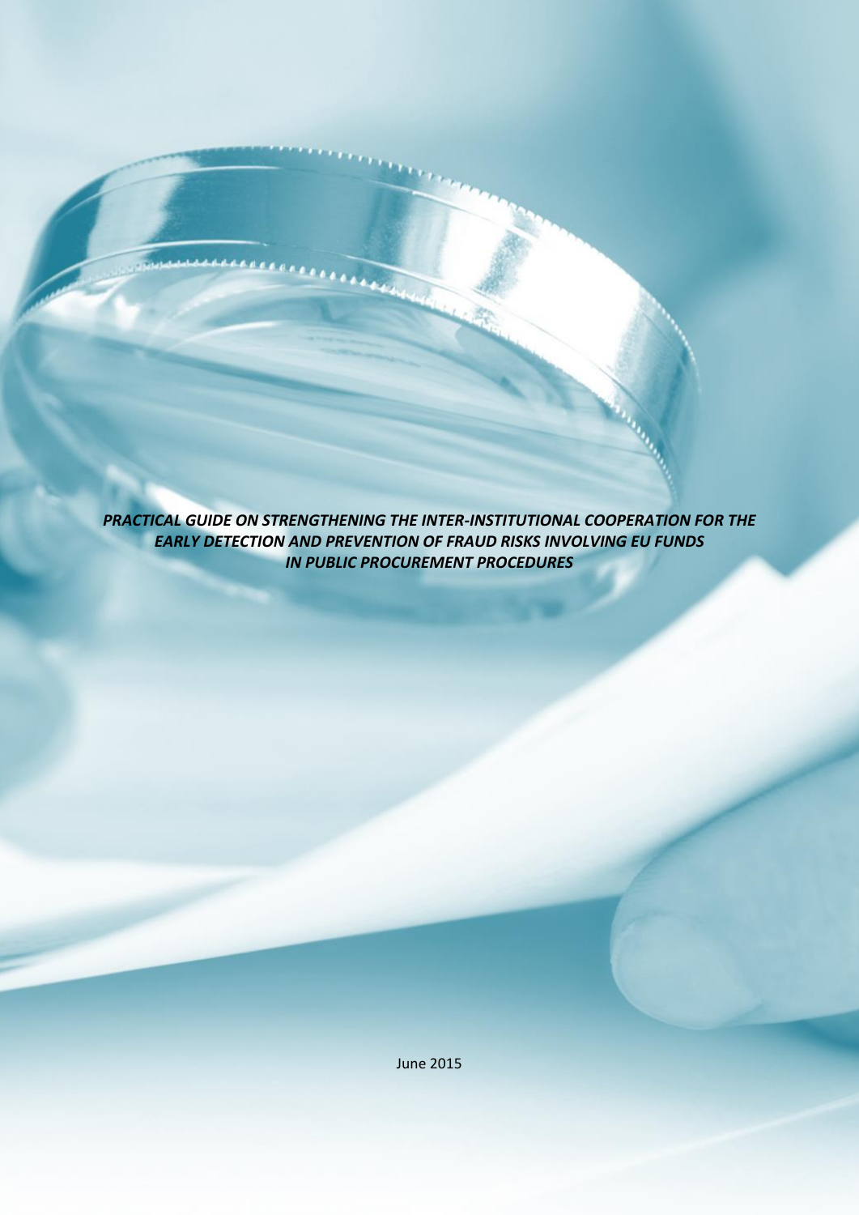# *PRACTICAL GUIDE ON STRENGTHENING THE INTER-INSTITUTIONAL COOPERATION FOR THE EARLY DETECTION AND PREVENTION OF FRAUD RISKS INVOLVING EU FUNDS IN PUBLIC PROCUREMENT PROCEDURES*

June 2015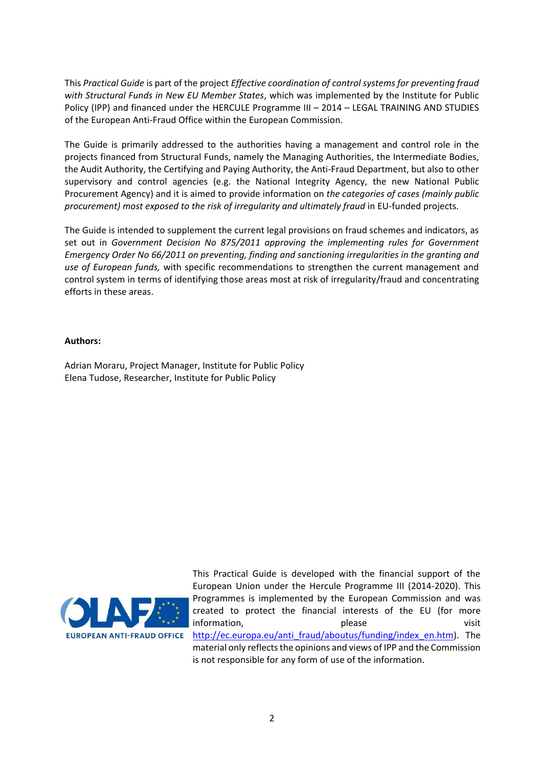This *Practical Guide* is part of the project *Effective coordination of control systems for preventing fraud with Structural Funds in New EU Member States*, which was implemented by the Institute for Public Policy (IPP) and financed under the HERCULE Programme III – 2014 – LEGAL TRAINING AND STUDIES of the European Anti-Fraud Office within the European Commission.

The Guide is primarily addressed to the authorities having a management and control role in the projects financed from Structural Funds, namely the Managing Authorities, the Intermediate Bodies, the Audit Authority, the Certifying and Paying Authority, the Anti-Fraud Department, but also to other supervisory and control agencies (e.g. the National Integrity Agency, the new National Public Procurement Agency) and it is aimed to provide information on *the categories of cases (mainly public procurement) most exposed to the risk of irregularity and ultimately fraud* in EU-funded projects.

The Guide is intended to supplement the current legal provisions on fraud schemes and indicators, as set out in *Government Decision No 875/2011 approving the implementing rules for Government Emergency Order No 66/2011 on preventing, finding and sanctioning irregularities in the granting and use of European funds,* with specific recommendations to strengthen the current management and control system in terms of identifying those areas most at risk of irregularity/fraud and concentrating efforts in these areas.

**Authors:**

Adrian Moraru, Project Manager, Institute for Public Policy
Elena Tudose, Researcher, Institute for Public Policy

EUROPEAN ANTI-FRAUD OFFICE

This Practical Guide is developed with the financial support of the European Union under the Hercule Programme III (2014-2020). This Programmes is implemented by the European Commission and was created to protect the financial interests of the EU (for more information, please visit http://ec.europa.eu/anti_fraud/aboutus/funding/index_en.htm). The material only reflects the opinions and views of IPP and the Commission is not responsible for any form of use of the information.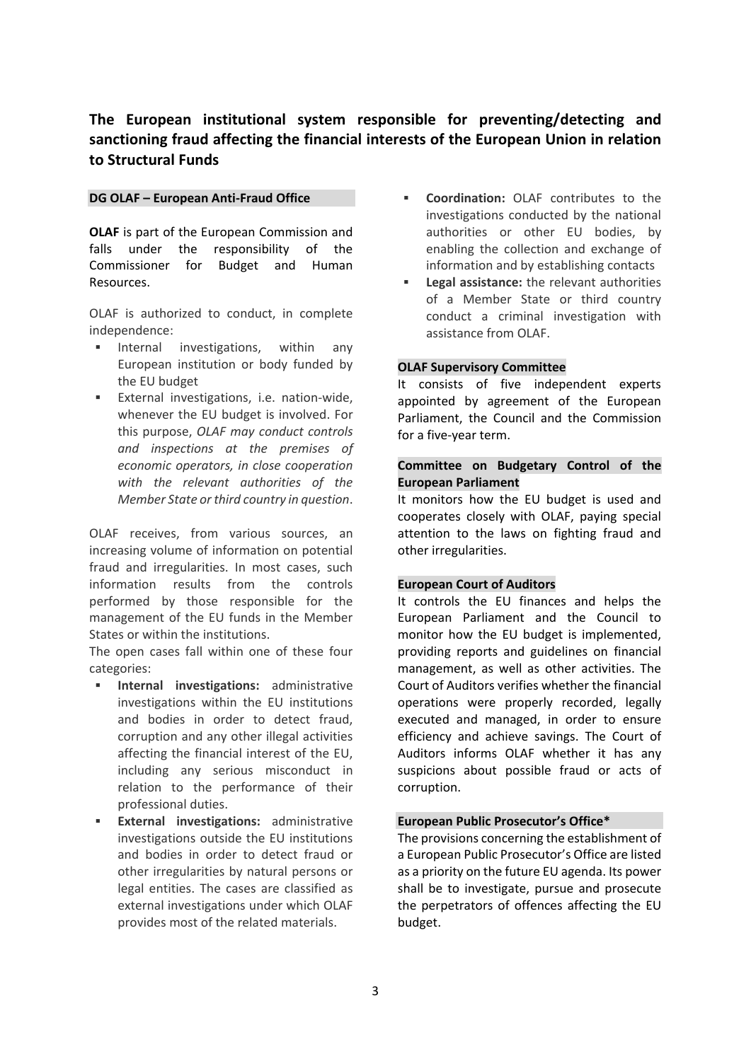# The European institutional system responsible for preventing/detecting and sanctioning fraud affecting the financial interests of the European Union in relation to Structural Funds

## DG OLAF – European Anti-Fraud Office

**OLAF** is part of the European Commission and falls under the responsibility of the Commissioner for Budget and Human Resources.

OLAF is authorized to conduct, in complete independence:

- Internal investigations, within any European institution or body funded by the EU budget
- External investigations, i.e. nation-wide, whenever the EU budget is involved. For this purpose, *OLAF may conduct controls and inspections at the premises of economic operators, in close cooperation with the relevant authorities of the Member State or third country in question*.

OLAF receives, from various sources, an increasing volume of information on potential fraud and irregularities. In most cases, such information results from the controls performed by those responsible for the management of the EU funds in the Member States or within the institutions.

The open cases fall within one of these four categories:

- **Internal investigations:** administrative investigations within the EU institutions and bodies in order to detect fraud, corruption and any other illegal activities affecting the financial interest of the EU, including any serious misconduct in relation to the performance of their professional duties.
- **External investigations:** administrative investigations outside the EU institutions and bodies in order to detect fraud or other irregularities by natural persons or legal entities. The cases are classified as external investigations under which OLAF provides most of the related materials.
- **Coordination:** OLAF contributes to the investigations conducted by the national authorities or other EU bodies, by enabling the collection and exchange of information and by establishing contacts
- **Legal assistance:** the relevant authorities of a Member State or third country conduct a criminal investigation with assistance from OLAF.

## OLAF Supervisory Committee

It consists of five independent experts appointed by agreement of the European Parliament, the Council and the Commission for a five-year term.

## Committee on Budgetary Control of the European Parliament

It monitors how the EU budget is used and cooperates closely with OLAF, paying special attention to the laws on fighting fraud and other irregularities.

## European Court of Auditors

It controls the EU finances and helps the European Parliament and the Council to monitor how the EU budget is implemented, providing reports and guidelines on financial management, as well as other activities. The Court of Auditors verifies whether the financial operations were properly recorded, legally executed and managed, in order to ensure efficiency and achieve savings. The Court of Auditors informs OLAF whether it has any suspicions about possible fraud or acts of corruption.

## European Public Prosecutor's Office*

The provisions concerning the establishment of a European Public Prosecutor's Office are listed as a priority on the future EU agenda. Its power shall be to investigate, pursue and prosecute the perpetrators of offences affecting the EU budget.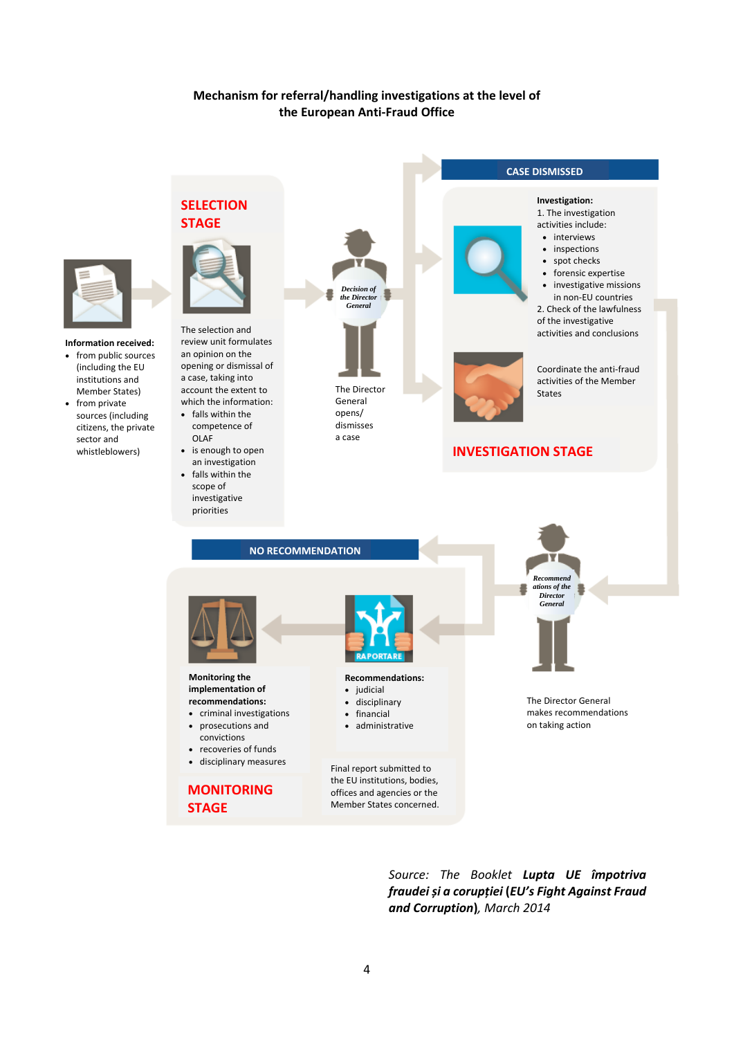**Mechanism for referral/handling investigations at the level of the European Anti-Fraud Office**

**Information received:**

- from public sources (including the EU institutions and Member States)
- from private sources (including citizens, the private sector and whistleblowers)

## SELECTION STAGE

The selection and review unit formulates an opinion on the opening or dismissal of a case, taking into account the extent to which the information:

- falls within the competence of OLAF
- is enough to open an investigation
- falls within the scope of investigative priorities

*Decision of the Director General*

The Director General opens/ dismisses a case

**CASE DISMISSED**

**Investigation:**

1. The investigation activities include:
   - interviews
   - inspections
   - spot checks
   - forensic expertise
   - investigative missions in non-EU countries
2. Check of the lawfulness of the investigative activities and conclusions

Coordinate the anti-fraud activities of the Member States

## INVESTIGATION STAGE

*Recommendations of the Director General*

The Director General makes recommendations on taking action

**NO RECOMMENDATION**

RAPORTARE

**Recommendations:**

- judicial
- disciplinary
- financial
- administrative

Final report submitted to the EU institutions, bodies, offices and agencies or the Member States concerned.

**Monitoring the implementation of recommendations:**

- criminal investigations
- prosecutions and convictions
- recoveries of funds
- disciplinary measures

## MONITORING STAGE

*Source: The Booklet **Lupta UE împotriva fraudei și a corupției** (**EU's Fight Against Fraud and Corruption**), March 2014*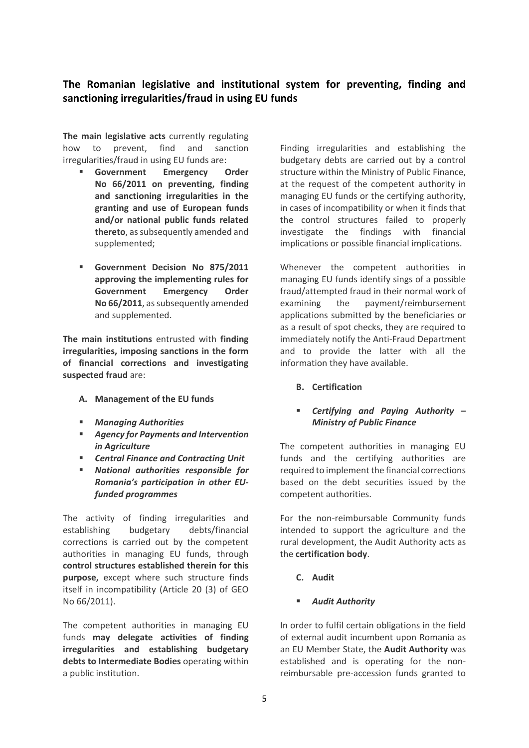## The Romanian legislative and institutional system for preventing, finding and sanctioning irregularities/fraud in using EU funds

**The main legislative acts** currently regulating how to prevent, find and sanction irregularities/fraud in using EU funds are:

- **Government Emergency Order No 66/2011 on preventing, finding and sanctioning irregularities in the granting and use of European funds and/or national public funds related thereto**, as subsequently amended and supplemented;
- **Government Decision No 875/2011 approving the implementing rules for Government Emergency Order No 66/2011**, as subsequently amended and supplemented.

**The main institutions** entrusted with **finding irregularities, imposing sanctions in the form of financial corrections and investigating suspected fraud** are:

**A. Management of the EU funds**

- ***Managing Authorities***
- ***Agency for Payments and Intervention in Agriculture***
- ***Central Finance and Contracting Unit***
- ***National authorities responsible for Romania's participation in other EU-funded programmes***

The activity of finding irregularities and establishing budgetary debts/financial corrections is carried out by the competent authorities in managing EU funds, through **control structures established therein for this purpose,** except where such structure finds itself in incompatibility (Article 20 (3) of GEO No 66/2011).

The competent authorities in managing EU funds **may delegate activities of finding irregularities and establishing budgetary debts to Intermediate Bodies** operating within a public institution.

Finding irregularities and establishing the budgetary debts are carried out by a control structure within the Ministry of Public Finance, at the request of the competent authority in managing EU funds or the certifying authority, in cases of incompatibility or when it finds that the control structures failed to properly investigate the findings with financial implications or possible financial implications.

Whenever the competent authorities in managing EU funds identify sings of a possible fraud/attempted fraud in their normal work of examining the payment/reimbursement applications submitted by the beneficiaries or as a result of spot checks, they are required to immediately notify the Anti-Fraud Department and to provide the latter with all the information they have available.

**B. Certification**

- ***Certifying and Paying Authority – Ministry of Public Finance***

The competent authorities in managing EU funds and the certifying authorities are required to implement the financial corrections based on the debt securities issued by the competent authorities.

For the non-reimbursable Community funds intended to support the agriculture and the rural development, the Audit Authority acts as the **certification body**.

**C. Audit**

- ***Audit Authority***

In order to fulfil certain obligations in the field of external audit incumbent upon Romania as an EU Member State, the **Audit Authority** was established and is operating for the non-reimbursable pre-accession funds granted to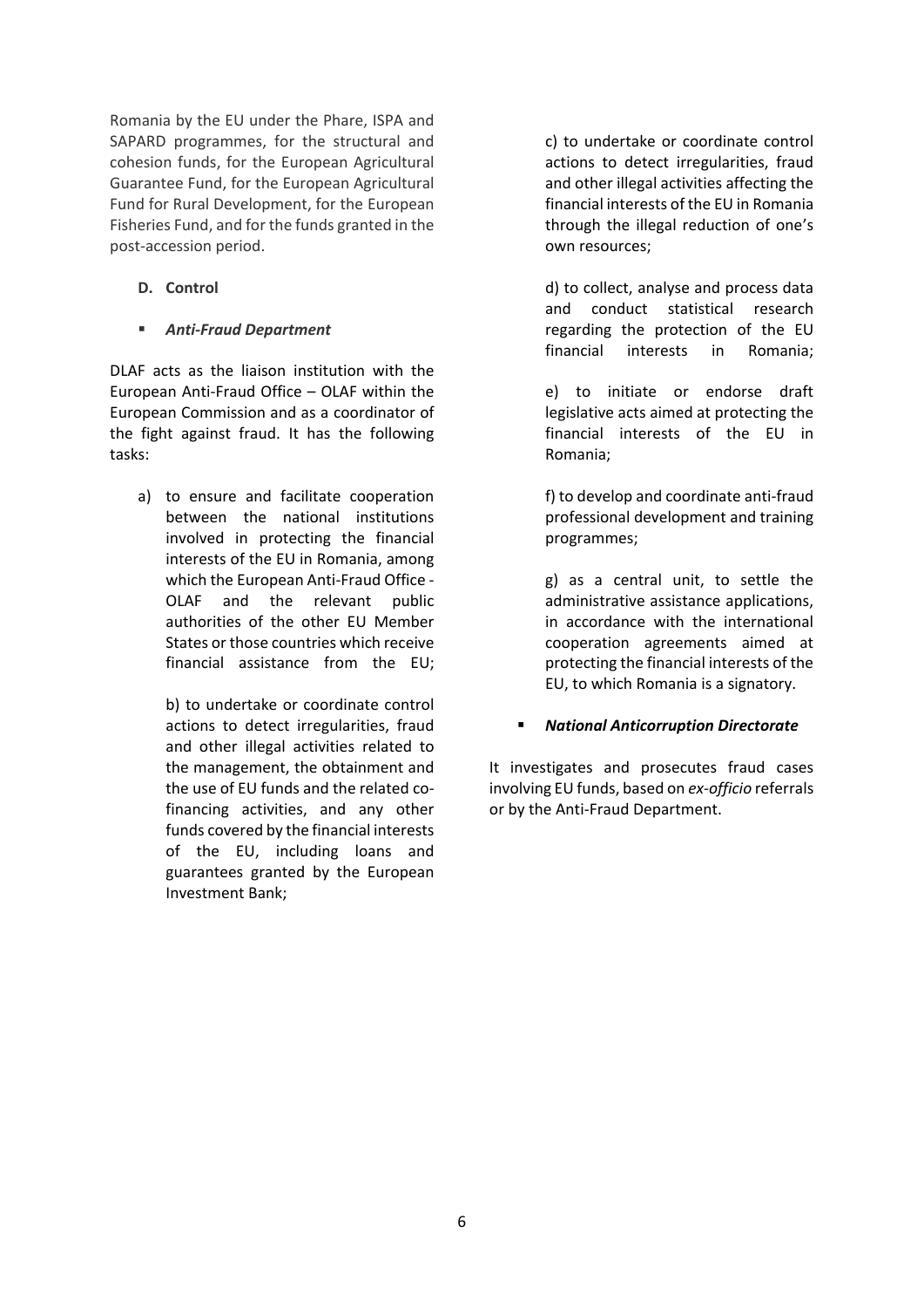Romania by the EU under the Phare, ISPA and SAPARD programmes, for the structural and cohesion funds, for the European Agricultural Guarantee Fund, for the European Agricultural Fund for Rural Development, for the European Fisheries Fund, and for the funds granted in the post-accession period.

### D. Control

- ***Anti-Fraud Department***

DLAF acts as the liaison institution with the European Anti-Fraud Office – OLAF within the European Commission and as a coordinator of the fight against fraud. It has the following tasks:

a) to ensure and facilitate cooperation between the national institutions involved in protecting the financial interests of the EU in Romania, among which the European Anti-Fraud Office - OLAF and the relevant public authorities of the other EU Member States or those countries which receive financial assistance from the EU;

b) to undertake or coordinate control actions to detect irregularities, fraud and other illegal activities related to the management, the obtainment and the use of EU funds and the related co-financing activities, and any other funds covered by the financial interests of the EU, including loans and guarantees granted by the European Investment Bank;

c) to undertake or coordinate control actions to detect irregularities, fraud and other illegal activities affecting the financial interests of the EU in Romania through the illegal reduction of one's own resources;

d) to collect, analyse and process data and conduct statistical research regarding the protection of the EU financial interests in Romania;

e) to initiate or endorse draft legislative acts aimed at protecting the financial interests of the EU in Romania;

f) to develop and coordinate anti-fraud professional development and training programmes;

g) as a central unit, to settle the administrative assistance applications, in accordance with the international cooperation agreements aimed at protecting the financial interests of the EU, to which Romania is a signatory.

- ***National Anticorruption Directorate***

It investigates and prosecutes fraud cases involving EU funds, based on *ex-officio* referrals or by the Anti-Fraud Department.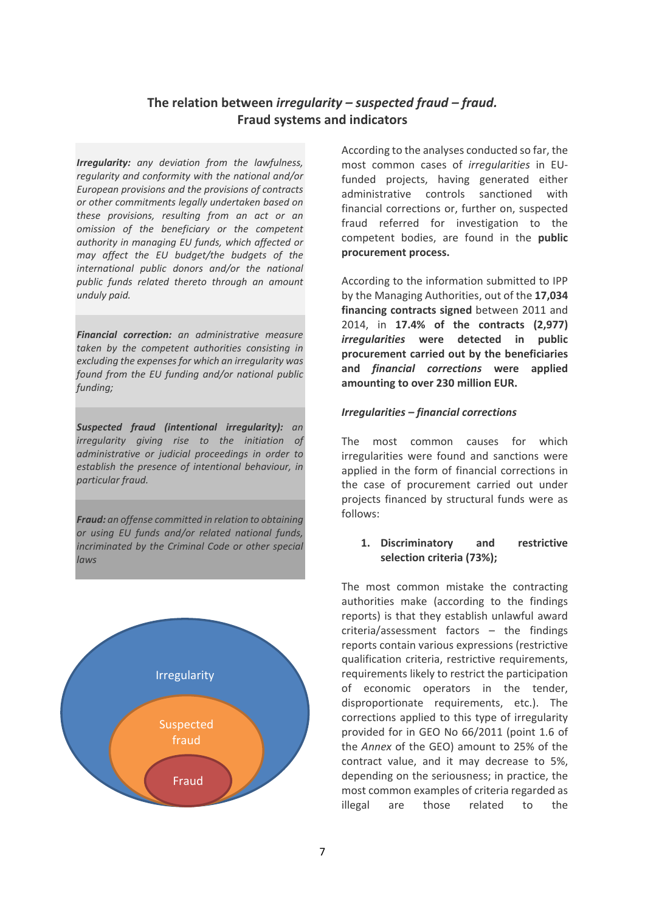## The relation between *irregularity – suspected fraud – fraud*. Fraud systems and indicators

***Irregularity:*** *any deviation from the lawfulness, regularity and conformity with the national and/or European provisions and the provisions of contracts or other commitments legally undertaken based on these provisions, resulting from an act or an omission of the beneficiary or the competent authority in managing EU funds, which affected or may affect the EU budget/the budgets of the international public donors and/or the national public funds related thereto through an amount unduly paid.*

***Financial correction:*** *an administrative measure taken by the competent authorities consisting in excluding the expenses for which an irregularity was found from the EU funding and/or national public funding;*

***Suspected fraud (intentional irregularity):*** *an irregularity giving rise to the initiation of administrative or judicial proceedings in order to establish the presence of intentional behaviour, in particular fraud.*

***Fraud:*** *an offense committed in relation to obtaining or using EU funds and/or related national funds, incriminated by the Criminal Code or other special laws*

Irregularity

Suspected fraud

Fraud

According to the analyses conducted so far, the most common cases of *irregularities* in EU-funded projects, having generated either administrative controls sanctioned with financial corrections or, further on, suspected fraud referred for investigation to the competent bodies, are found in the **public procurement process.**

According to the information submitted to IPP by the Managing Authorities, out of the **17,034 financing contracts signed** between 2011 and 2014, in **17.4% of the contracts (2,977) *irregularities* were detected in public procurement carried out by the beneficiaries and *financial corrections* were applied amounting to over 230 million EUR.**

### *Irregularities – financial corrections*

The most common causes for which irregularities were found and sanctions were applied in the form of financial corrections in the case of procurement carried out under projects financed by structural funds were as follows:

1. **Discriminatory and restrictive selection criteria (73%);**

The most common mistake the contracting authorities make (according to the findings reports) is that they establish unlawful award criteria/assessment factors – the findings reports contain various expressions (restrictive qualification criteria, restrictive requirements, requirements likely to restrict the participation of economic operators in the tender, disproportionate requirements, etc.). The corrections applied to this type of irregularity provided for in GEO No 66/2011 (point 1.6 of the *Annex* of the GEO) amount to 25% of the contract value, and it may decrease to 5%, depending on the seriousness; in practice, the most common examples of criteria regarded as illegal are those related to the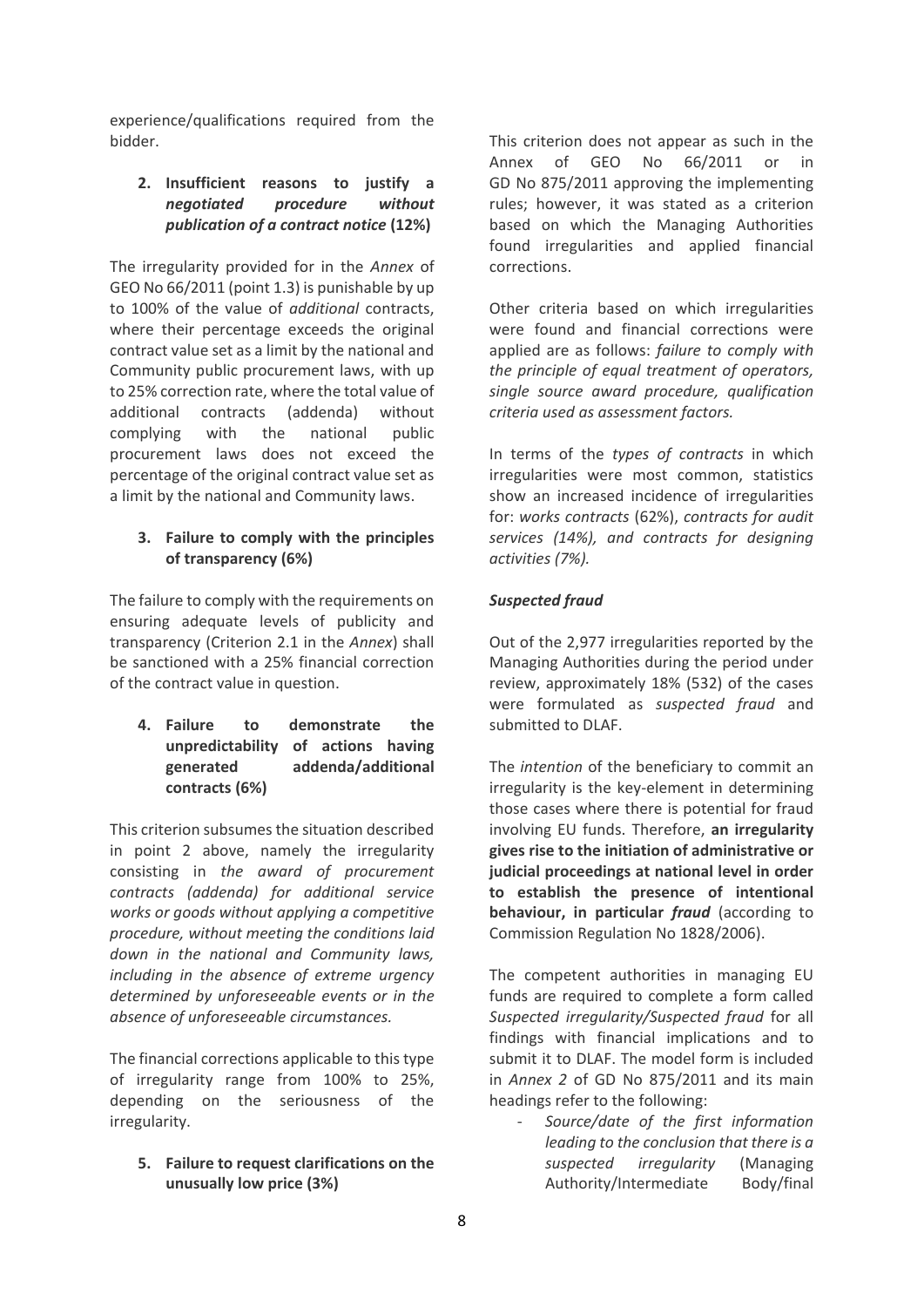experience/qualifications required from the bidder.

2. **Insufficient reasons to justify a *negotiated procedure without publication of a contract notice* (12%)**

The irregularity provided for in the *Annex* of GEO No 66/2011 (point 1.3) is punishable by up to 100% of the value of *additional* contracts, where their percentage exceeds the original contract value set as a limit by the national and Community public procurement laws, with up to 25% correction rate, where the total value of additional contracts (addenda) without complying with the national public procurement laws does not exceed the percentage of the original contract value set as a limit by the national and Community laws.

3. **Failure to comply with the principles of transparency (6%)**

The failure to comply with the requirements on ensuring adequate levels of publicity and transparency (Criterion 2.1 in the *Annex*) shall be sanctioned with a 25% financial correction of the contract value in question.

4. **Failure to demonstrate the unpredictability of actions having generated addenda/additional contracts (6%)**

This criterion subsumes the situation described in point 2 above, namely the irregularity consisting in *the award of procurement contracts (addenda) for additional service works or goods without applying a competitive procedure, without meeting the conditions laid down in the national and Community laws, including in the absence of extreme urgency determined by unforeseeable events or in the absence of unforeseeable circumstances.*

The financial corrections applicable to this type of irregularity range from 100% to 25%, depending on the seriousness of the irregularity.

5. **Failure to request clarifications on the unusually low price (3%)**

This criterion does not appear as such in the Annex of GEO No 66/2011 or in GD No 875/2011 approving the implementing rules; however, it was stated as a criterion based on which the Managing Authorities found irregularities and applied financial corrections.

Other criteria based on which irregularities were found and financial corrections were applied are as follows: *failure to comply with the principle of equal treatment of operators, single source award procedure, qualification criteria used as assessment factors.*

In terms of the *types of contracts* in which irregularities were most common, statistics show an increased incidence of irregularities for: *works contracts* (62%), *contracts for audit services (14%), and contracts for designing activities (7%).*

***Suspected fraud***

Out of the 2,977 irregularities reported by the Managing Authorities during the period under review, approximately 18% (532) of the cases were formulated as *suspected fraud* and submitted to DLAF.

The *intention* of the beneficiary to commit an irregularity is the key-element in determining those cases where there is potential for fraud involving EU funds. Therefore, **an irregularity gives rise to the initiation of administrative or judicial proceedings at national level in order to establish the presence of intentional behaviour, in particular *fraud*** (according to Commission Regulation No 1828/2006).

The competent authorities in managing EU funds are required to complete a form called *Suspected irregularity/Suspected fraud* for all findings with financial implications and to submit it to DLAF. The model form is included in *Annex 2* of GD No 875/2011 and its main headings refer to the following:

- *Source/date of the first information leading to the conclusion that there is a suspected irregularity* (Managing Authority/Intermediate Body/final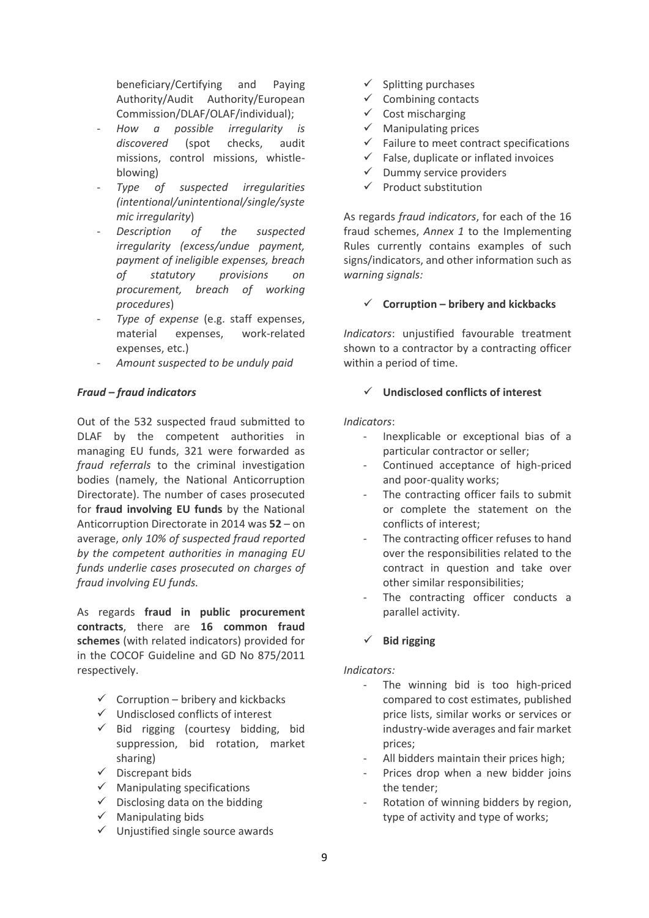beneficiary/Certifying and Paying Authority/Audit Authority/European Commission/DLAF/OLAF/individual);

- *How a possible irregularity is discovered* (spot checks, audit missions, control missions, whistle-blowing)
- *Type of suspected irregularities (intentional/unintentional/single/systemic irregularity*)
- *Description of the suspected irregularity (excess/undue payment, payment of ineligible expenses, breach of statutory provisions on procurement, breach of working procedures*)
- *Type of expense* (e.g. staff expenses, material expenses, work-related expenses, etc.)
- *Amount suspected to be unduly paid*

***Fraud – fraud indicators***

Out of the 532 suspected fraud submitted to DLAF by the competent authorities in managing EU funds, 321 were forwarded as *fraud referrals* to the criminal investigation bodies (namely, the National Anticorruption Directorate). The number of cases prosecuted for **fraud involving EU funds** by the National Anticorruption Directorate in 2014 was **52** – on average, *only 10% of suspected fraud reported by the competent authorities in managing EU funds underlie cases prosecuted on charges of fraud involving EU funds.*

As regards **fraud in public procurement contracts**, there are **16 common fraud schemes** (with related indicators) provided for in the COCOF Guideline and GD No 875/2011 respectively.

- ✓ Corruption – bribery and kickbacks
- ✓ Undisclosed conflicts of interest
- ✓ Bid rigging (courtesy bidding, bid suppression, bid rotation, market sharing)
- ✓ Discrepant bids
- ✓ Manipulating specifications
- ✓ Disclosing data on the bidding
- ✓ Manipulating bids
- ✓ Unjustified single source awards
- ✓ Splitting purchases
- ✓ Combining contacts
- ✓ Cost mischarging
- ✓ Manipulating prices
- ✓ Failure to meet contract specifications
- ✓ False, duplicate or inflated invoices
- ✓ Dummy service providers
- ✓ Product substitution

As regards *fraud indicators*, for each of the 16 fraud schemes, *Annex 1* to the Implementing Rules currently contains examples of such signs/indicators, and other information such as *warning signals:*

✓ **Corruption – bribery and kickbacks**

*Indicators*: unjustified favourable treatment shown to a contractor by a contracting officer within a period of time.

✓ **Undisclosed conflicts of interest**

*Indicators*:

- Inexplicable or exceptional bias of a particular contractor or seller;
- Continued acceptance of high-priced and poor-quality works;
- The contracting officer fails to submit or complete the statement on the conflicts of interest;
- The contracting officer refuses to hand over the responsibilities related to the contract in question and take over other similar responsibilities;
- The contracting officer conducts a parallel activity.

✓ **Bid rigging**

*Indicators:*

- The winning bid is too high-priced compared to cost estimates, published price lists, similar works or services or industry-wide averages and fair market prices;
- All bidders maintain their prices high;
- Prices drop when a new bidder joins the tender;
- Rotation of winning bidders by region, type of activity and type of works;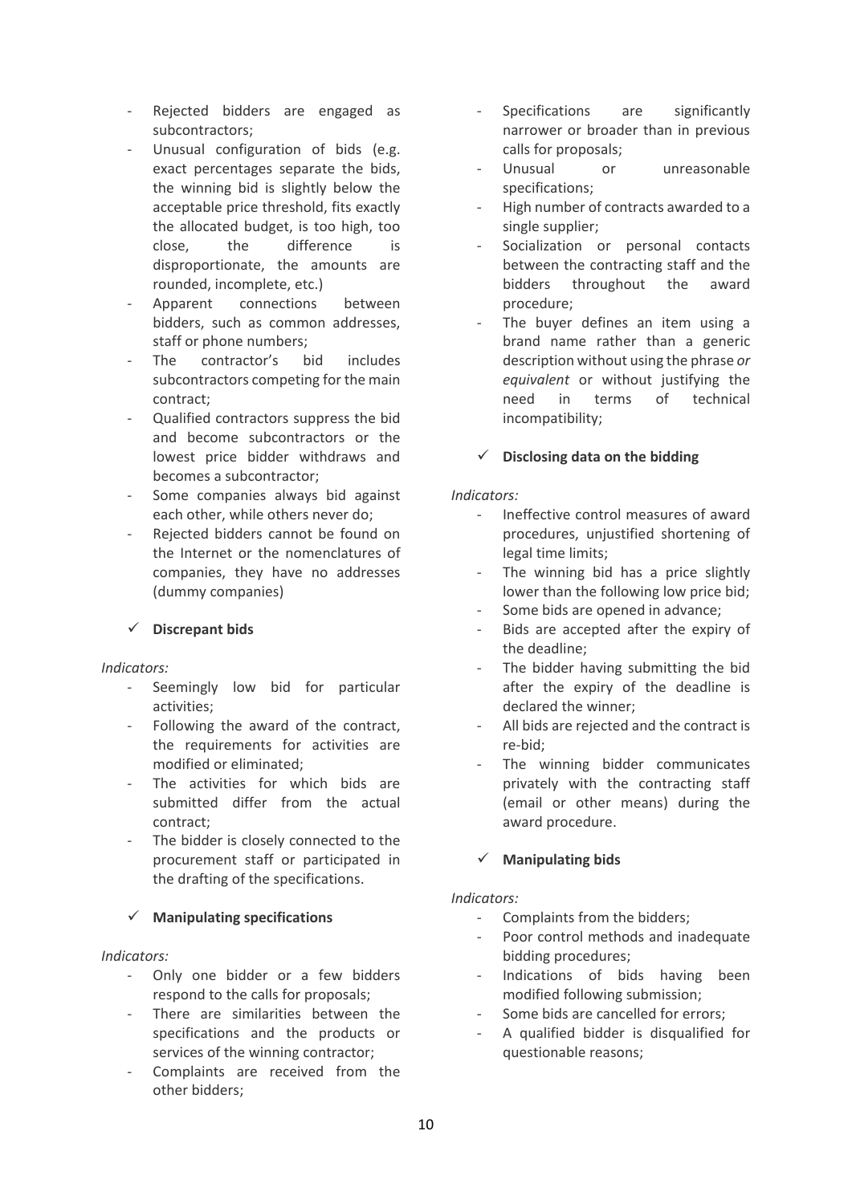- Rejected bidders are engaged as subcontractors;
- Unusual configuration of bids (e.g. exact percentages separate the bids, the winning bid is slightly below the acceptable price threshold, fits exactly the allocated budget, is too high, too close, the difference is disproportionate, the amounts are rounded, incomplete, etc.)
- Apparent connections between bidders, such as common addresses, staff or phone numbers;
- The contractor's bid includes subcontractors competing for the main contract;
- Qualified contractors suppress the bid and become subcontractors or the lowest price bidder withdraws and becomes a subcontractor;
- Some companies always bid against each other, while others never do;
- Rejected bidders cannot be found on the Internet or the nomenclatures of companies, they have no addresses (dummy companies)

✓ **Discrepant bids**

*Indicators:*

- Seemingly low bid for particular activities;
- Following the award of the contract, the requirements for activities are modified or eliminated;
- The activities for which bids are submitted differ from the actual contract;
- The bidder is closely connected to the procurement staff or participated in the drafting of the specifications.

✓ **Manipulating specifications**

*Indicators:*

- Only one bidder or a few bidders respond to the calls for proposals;
- There are similarities between the specifications and the products or services of the winning contractor;
- Complaints are received from the other bidders;
- Specifications are significantly narrower or broader than in previous calls for proposals;
- Unusual or unreasonable specifications;
- High number of contracts awarded to a single supplier;
- Socialization or personal contacts between the contracting staff and the bidders throughout the award procedure;
- The buyer defines an item using a brand name rather than a generic description without using the phrase *or equivalent* or without justifying the need in terms of technical incompatibility;

✓ **Disclosing data on the bidding**

*Indicators:*

- Ineffective control measures of award procedures, unjustified shortening of legal time limits;
- The winning bid has a price slightly lower than the following low price bid;
- Some bids are opened in advance;
- Bids are accepted after the expiry of the deadline;
- The bidder having submitting the bid after the expiry of the deadline is declared the winner;
- All bids are rejected and the contract is re-bid;
- The winning bidder communicates privately with the contracting staff (email or other means) during the award procedure.

✓ **Manipulating bids**

*Indicators:*

- Complaints from the bidders;
- Poor control methods and inadequate bidding procedures;
- Indications of bids having been modified following submission;
- Some bids are cancelled for errors;
- A qualified bidder is disqualified for questionable reasons;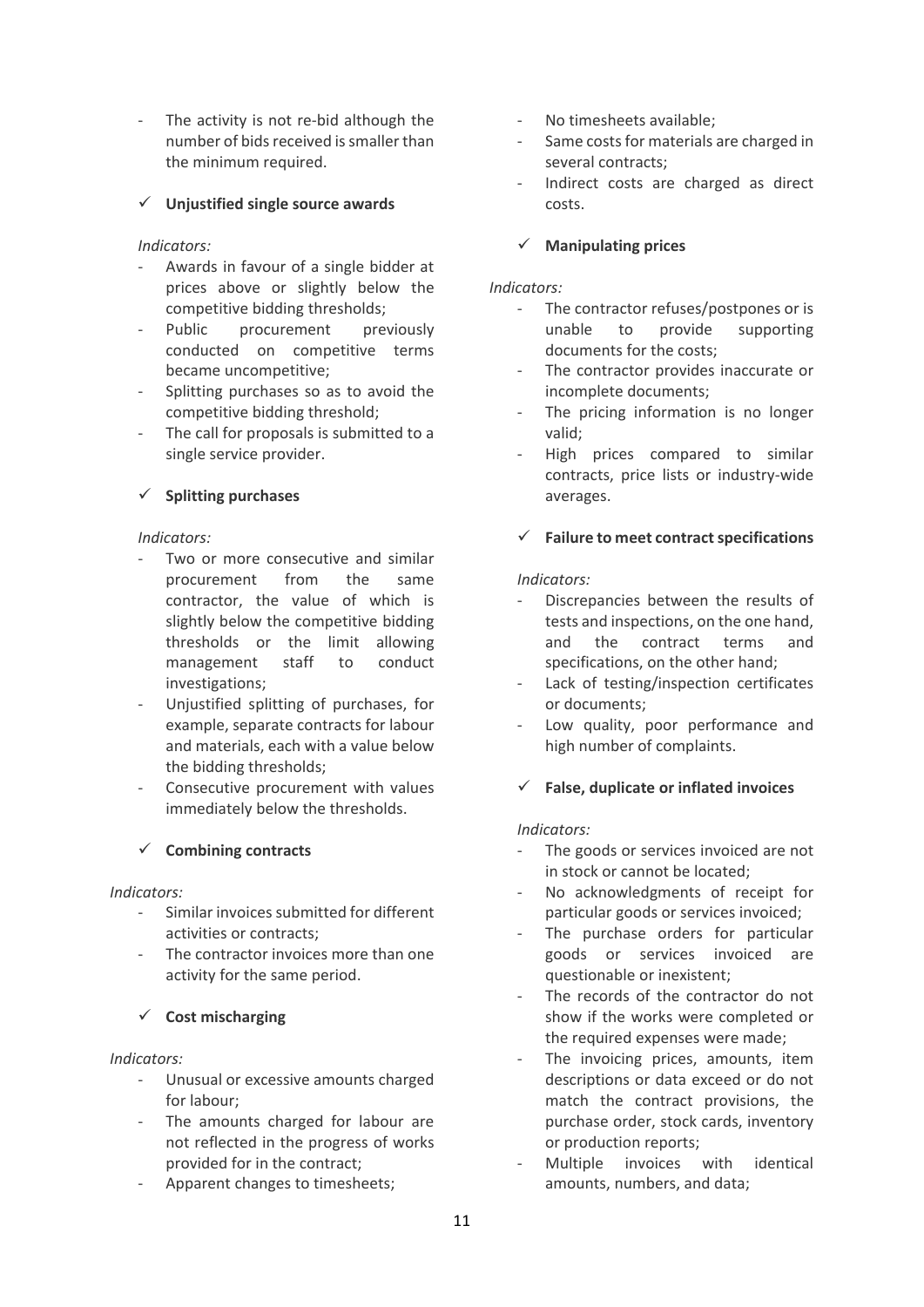- The activity is not re-bid although the number of bids received is smaller than the minimum required.

✓ **Unjustified single source awards**

*Indicators:*

- Awards in favour of a single bidder at prices above or slightly below the competitive bidding thresholds;
- Public procurement previously conducted on competitive terms became uncompetitive;
- Splitting purchases so as to avoid the competitive bidding threshold;
- The call for proposals is submitted to a single service provider.

✓ **Splitting purchases**

*Indicators:*

- Two or more consecutive and similar procurement from the same contractor, the value of which is slightly below the competitive bidding thresholds or the limit allowing management staff to conduct investigations;
- Unjustified splitting of purchases, for example, separate contracts for labour and materials, each with a value below the bidding thresholds;
- Consecutive procurement with values immediately below the thresholds.

✓ **Combining contracts**

*Indicators:*

- Similar invoices submitted for different activities or contracts;
- The contractor invoices more than one activity for the same period.

✓ **Cost mischarging**

*Indicators:*

- Unusual or excessive amounts charged for labour;
- The amounts charged for labour are not reflected in the progress of works provided for in the contract;
- Apparent changes to timesheets;
- No timesheets available;
- Same costs for materials are charged in several contracts;
- Indirect costs are charged as direct costs.

✓ **Manipulating prices**

*Indicators:*

- The contractor refuses/postpones or is unable to provide supporting documents for the costs;
- The contractor provides inaccurate or incomplete documents;
- The pricing information is no longer valid;
- High prices compared to similar contracts, price lists or industry-wide averages.

✓ **Failure to meet contract specifications**

*Indicators:*

- Discrepancies between the results of tests and inspections, on the one hand, and the contract terms and specifications, on the other hand;
- Lack of testing/inspection certificates or documents;
- Low quality, poor performance and high number of complaints.

✓ **False, duplicate or inflated invoices**

*Indicators:*

- The goods or services invoiced are not in stock or cannot be located;
- No acknowledgments of receipt for particular goods or services invoiced;
- The purchase orders for particular goods or services invoiced are questionable or inexistent;
- The records of the contractor do not show if the works were completed or the required expenses were made;
- The invoicing prices, amounts, item descriptions or data exceed or do not match the contract provisions, the purchase order, stock cards, inventory or production reports;
- Multiple invoices with identical amounts, numbers, and data;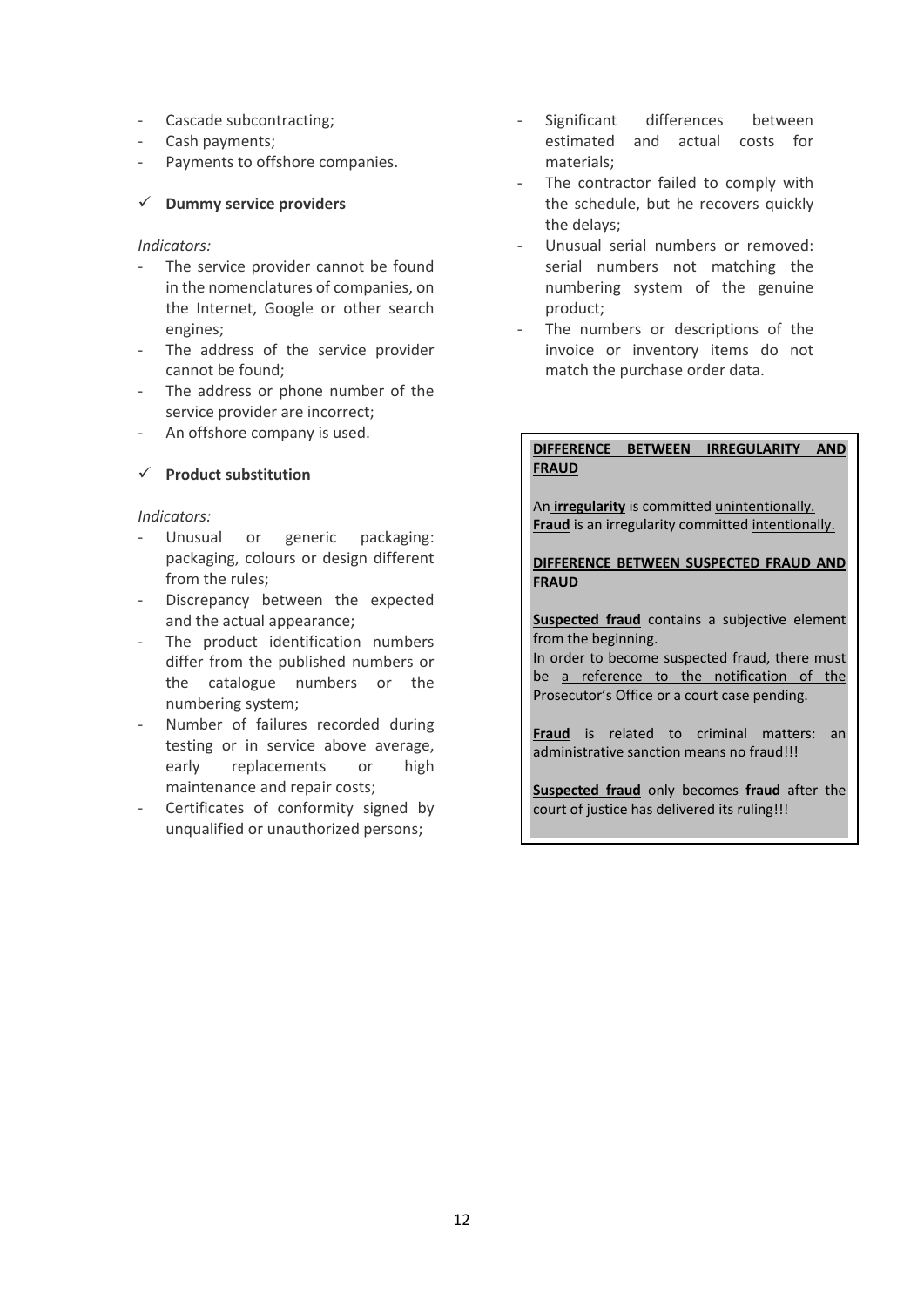- Cascade subcontracting;
- Cash payments;
- Payments to offshore companies.

✓ **Dummy service providers**

*Indicators:*

- The service provider cannot be found in the nomenclatures of companies, on the Internet, Google or other search engines;
- The address of the service provider cannot be found;
- The address or phone number of the service provider are incorrect;
- An offshore company is used.

✓ **Product substitution**

*Indicators:*

- Unusual or generic packaging: packaging, colours or design different from the rules;
- Discrepancy between the expected and the actual appearance;
- The product identification numbers differ from the published numbers or the catalogue numbers or the numbering system;
- Number of failures recorded during testing or in service above average, early replacements or high maintenance and repair costs;
- Certificates of conformity signed by unqualified or unauthorized persons;
- Significant differences between estimated and actual costs for materials;
- The contractor failed to comply with the schedule, but he recovers quickly the delays;
- Unusual serial numbers or removed: serial numbers not matching the numbering system of the genuine product;
- The numbers or descriptions of the invoice or inventory items do not match the purchase order data.

**<u>DIFFERENCE BETWEEN IRREGULARITY AND FRAUD</u>**

An **<u>irregularity</u>** is committed <u>unintentionally.</u>
**<u>Fraud</u>** is an irregularity committed <u>intentionally.</u>

**<u>DIFFERENCE BETWEEN SUSPECTED FRAUD AND FRAUD</u>**

**<u>Suspected fraud</u>** contains a subjective element from the beginning.
In order to become suspected fraud, there must be <u>a reference to the notification of the Prosecutor's Office</u> or <u>a court case pending</u>.

**<u>Fraud</u>** is related to criminal matters: an administrative sanction means no fraud!!!

**<u>Suspected fraud</u>** only becomes **fraud** after the court of justice has delivered its ruling!!!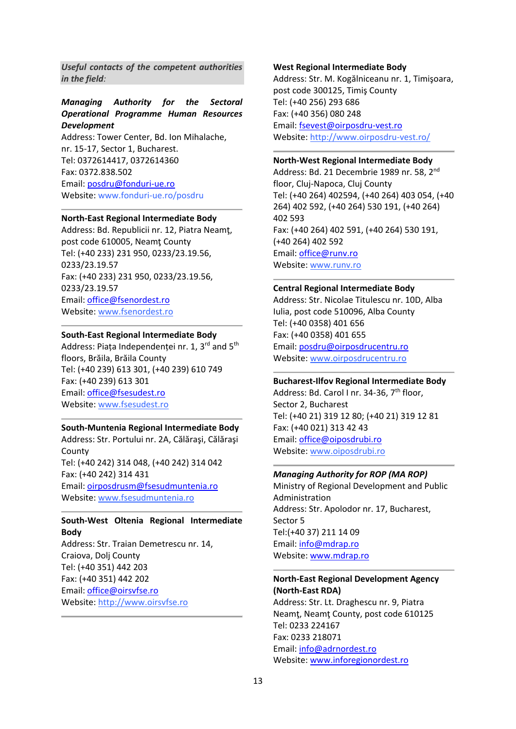*Useful contacts of the competent authorities in the field*:

***Managing Authority for the Sectoral Operational Programme Human Resources Development***
Address: Tower Center, Bd. Ion Mihalache, nr. 15-17, Sector 1, Bucharest.
Tel: 0372614417, 0372614360
Fax: 0372.838.502
Email: posdru@fonduri-ue.ro
Website: www.fonduri-ue.ro/posdru

---

**North-East Regional Intermediate Body**
Address: Bd. Republicii nr. 12, Piatra Neamţ, post code 610005, Neamţ County
Tel: (+40 233) 231 950, 0233/23.19.56, 0233/23.19.57
Fax: (+40 233) 231 950, 0233/23.19.56, 0233/23.19.57
Email: office@fsenordest.ro
Website: www.fsenordest.ro

---

**South-East Regional Intermediate Body**
Address: Piața Independenței nr. 1, 3rd and 5th floors, Brăila, Brăila County
Tel: (+40 239) 613 301, (+40 239) 610 749
Fax: (+40 239) 613 301
Email: office@fsesudest.ro
Website: www.fsesudest.ro

---

**South-Muntenia Regional Intermediate Body**
Address: Str. Portului nr. 2A, Călăraşi, Călăraşi County
Tel: (+40 242) 314 048, (+40 242) 314 042
Fax: (+40 242) 314 431
Email: oirposdrusm@fsesudmuntenia.ro
Website: www.fsesudmuntenia.ro

---

**South-West Oltenia Regional Intermediate Body**
Address: Str. Traian Demetrescu nr. 14, Craiova, Dolj County
Tel: (+40 351) 442 203
Fax: (+40 351) 442 202
Email: office@oirsvfse.ro
Website: http://www.oirsvfse.ro

---

**West Regional Intermediate Body**
Address: Str. M. Kogălniceanu nr. 1, Timişoara, post code 300125, Timiş County
Tel: (+40 256) 293 686
Fax: (+40 356) 080 248
Email: fsevest@oirposdru-vest.ro
Website: http://www.oirposdru-vest.ro/

---

**North-West Regional Intermediate Body**
Address: Bd. 21 Decembrie 1989 nr. 58, 2nd floor, Cluj-Napoca, Cluj County
Tel: (+40 264) 402594, (+40 264) 403 054, (+40 264) 402 592, (+40 264) 530 191, (+40 264) 402 593
Fax: (+40 264) 402 591, (+40 264) 530 191, (+40 264) 402 592
Email: office@runv.ro
Website: www.runv.ro

---

**Central Regional Intermediate Body**
Address: Str. Nicolae Titulescu nr. 10D, Alba Iulia, post code 510096, Alba County
Tel: (+40 0358) 401 656
Fax: (+40 0358) 401 655
Email: posdru@oirposdrucentru.ro
Website: www.oirposdrucentru.ro

---

**Bucharest-Ilfov Regional Intermediate Body**
Address: Bd. Carol I nr. 34-36, 7th floor, Sector 2, Bucharest
Tel: (+40 21) 319 12 80; (+40 21) 319 12 81
Fax: (+40 021) 313 42 43
Email: office@oiposdrubi.ro
Website: www.oiposdrubi.ro

---

***Managing Authority for ROP (MA ROP)***
Ministry of Regional Development and Public Administration
Address: Str. Apolodor nr. 17, Bucharest, Sector 5
Tel:(+40 37) 211 14 09
Email: info@mdrap.ro
Website: www.mdrap.ro

---

**North-East Regional Development Agency (North-East RDA)**
Address: Str. Lt. Draghescu nr. 9, Piatra Neamţ, Neamţ County, post code 610125
Tel: 0233 224167
Fax: 0233 218071
Email: info@adrnordest.ro
Website: www.inforegionordest.ro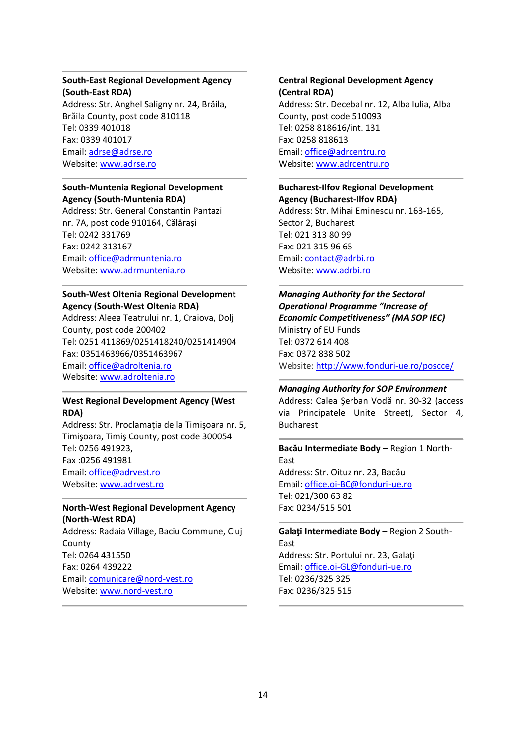**South-East Regional Development Agency (South-East RDA)**
Address: Str. Anghel Saligny nr. 24, Brăila, Brăila County, post code 810118
Tel: 0339 401018
Fax: 0339 401017
Email: adrse@adrse.ro
Website: www.adrse.ro

---

**South-Muntenia Regional Development Agency (South-Muntenia RDA)**
Address: Str. General Constantin Pantazi nr. 7A, post code 910164, Călărași
Tel: 0242 331769
Fax: 0242 313167
Email: office@adrmuntenia.ro
Website: www.adrmuntenia.ro

---

**South-West Oltenia Regional Development Agency (South-West Oltenia RDA)**
Address: Aleea Teatrului nr. 1, Craiova, Dolj County, post code 200402
Tel: 0251 411869/0251418240/0251414904
Fax: 0351463966/0351463967
Email: office@adroltenia.ro
Website: www.adroltenia.ro

---

**West Regional Development Agency (West RDA)**
Address: Str. Proclamaţia de la Timişoara nr. 5, Timişoara, Timiş County, post code 300054
Tel: 0256 491923,
Fax :0256 491981
Email: office@adrvest.ro
Website: www.adrvest.ro

---

**North-West Regional Development Agency (North-West RDA)**
Address: Radaia Village, Baciu Commune, Cluj County
Tel: 0264 431550
Fax: 0264 439222
Email: comunicare@nord-vest.ro
Website: www.nord-vest.ro

---

**Central Regional Development Agency (Central RDA)**
Address: Str. Decebal nr. 12, Alba Iulia, Alba County, post code 510093
Tel: 0258 818616/int. 131
Fax: 0258 818613
Email: office@adrcentru.ro
Website: www.adrcentru.ro

---

**Bucharest-Ilfov Regional Development Agency (Bucharest-Ilfov RDA)**
Address: Str. Mihai Eminescu nr. 163-165, Sector 2, Bucharest
Tel: 021 313 80 99
Fax: 021 315 96 65
Email: contact@adrbi.ro
Website: www.adrbi.ro

---

***Managing Authority for the Sectoral Operational Programme "Increase of Economic Competitiveness" (MA SOP IEC)***
Ministry of EU Funds
Tel: 0372 614 408
Fax: 0372 838 502
Website: http://www.fonduri-ue.ro/poscce/

---

***Managing Authority for SOP Environment***
Address: Calea Şerban Vodă nr. 30-32 (access via Principatele Unite Street), Sector 4, Bucharest

---

**Bacău Intermediate Body –** Region 1 North-East
Address: Str. Oituz nr. 23, Bacău
Email: office.oi-BC@fonduri-ue.ro
Tel: 021/300 63 82
Fax: 0234/515 501

---

**Galaţi Intermediate Body –** Region 2 South-East
Address: Str. Portului nr. 23, Galaţi
Email: office.oi-GL@fonduri-ue.ro
Tel: 0236/325 325
Fax: 0236/325 515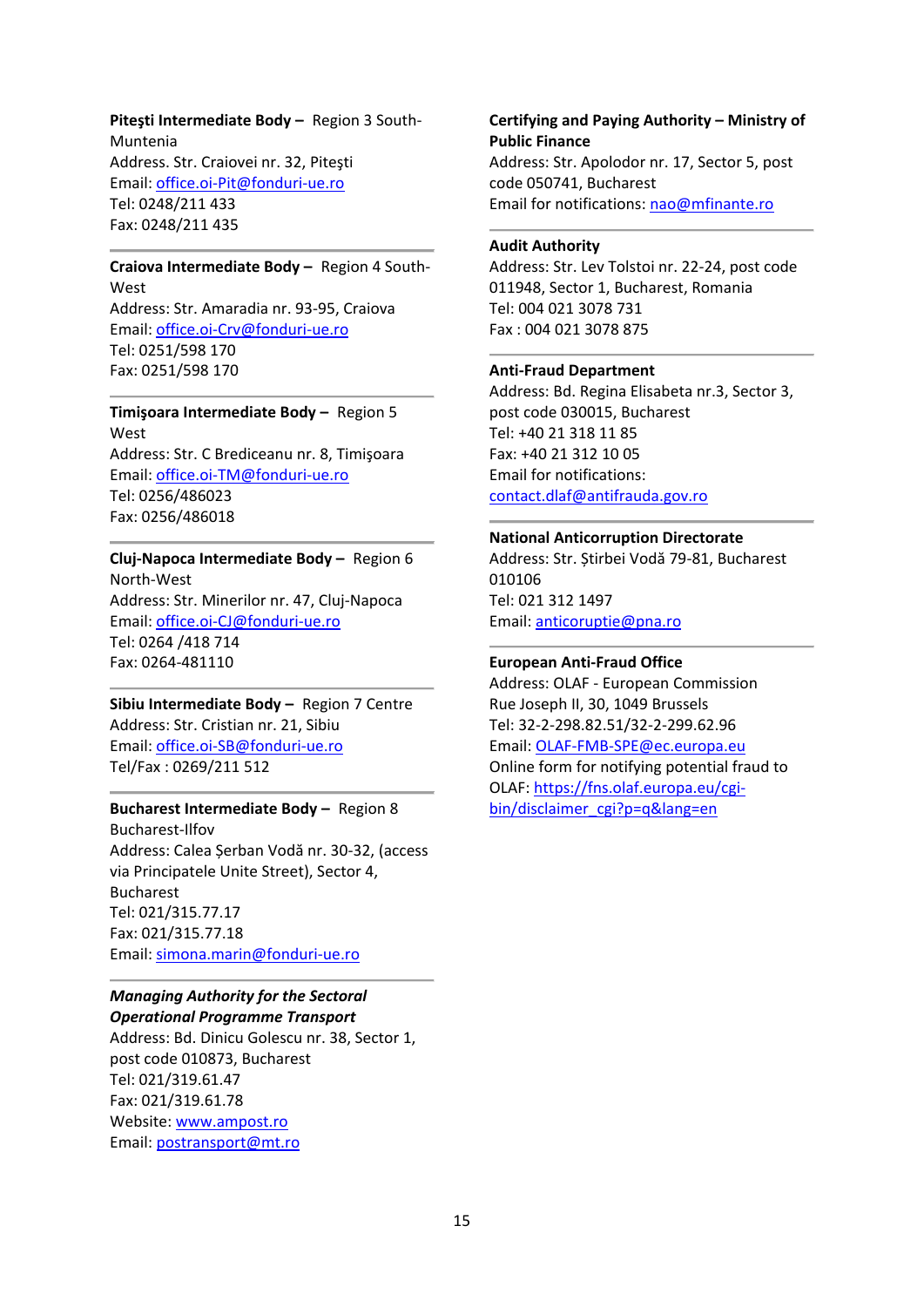**Piteşti Intermediate Body –** Region 3 South-Muntenia
Address. Str. Craiovei nr. 32, Piteşti
Email: office.oi-Pit@fonduri-ue.ro
Tel: 0248/211 433
Fax: 0248/211 435

---

**Craiova Intermediate Body –** Region 4 South-West
Address: Str. Amaradia nr. 93-95, Craiova
Email: office.oi-Crv@fonduri-ue.ro
Tel: 0251/598 170
Fax: 0251/598 170

---

**Timişoara Intermediate Body –** Region 5 West
Address: Str. C Brediceanu nr. 8, Timişoara
Email: office.oi-TM@fonduri-ue.ro
Tel: 0256/486023
Fax: 0256/486018

---

**Cluj-Napoca Intermediate Body –** Region 6 North-West
Address: Str. Minerilor nr. 47, Cluj-Napoca
Email: office.oi-CJ@fonduri-ue.ro
Tel: 0264 /418 714
Fax: 0264-481110

---

**Sibiu Intermediate Body –** Region 7 Centre
Address: Str. Cristian nr. 21, Sibiu
Email: office.oi-SB@fonduri-ue.ro
Tel/Fax : 0269/211 512

---

**Bucharest Intermediate Body –** Region 8 Bucharest-Ilfov
Address: Calea Şerban Vodă nr. 30-32, (access via Principatele Unite Street), Sector 4, Bucharest
Tel: 021/315.77.17
Fax: 021/315.77.18
Email: simona.marin@fonduri-ue.ro

---

***Managing Authority for the Sectoral Operational Programme Transport***
Address: Bd. Dinicu Golescu nr. 38, Sector 1, post code 010873, Bucharest
Tel: 021/319.61.47
Fax: 021/319.61.78
Website: www.ampost.ro
Email: postransport@mt.ro

**Certifying and Paying Authority – Ministry of Public Finance**
Address: Str. Apolodor nr. 17, Sector 5, post code 050741, Bucharest
Email for notifications: nao@mfinante.ro

---

**Audit Authority**
Address: Str. Lev Tolstoi nr. 22-24, post code 011948, Sector 1, Bucharest, Romania
Tel: 004 021 3078 731
Fax : 004 021 3078 875

---

**Anti-Fraud Department**
Address: Bd. Regina Elisabeta nr.3, Sector 3, post code 030015, Bucharest
Tel: +40 21 318 11 85
Fax: +40 21 312 10 05
Email for notifications:
contact.dlaf@antifrauda.gov.ro

---

**National Anticorruption Directorate**
Address: Str. Ştirbei Vodă 79-81, Bucharest 010106
Tel: 021 312 1497
Email: anticoruptie@pna.ro

---

**European Anti-Fraud Office**
Address: OLAF - European Commission
Rue Joseph II, 30, 1049 Brussels
Tel: 32-2-298.82.51/32-2-299.62.96
Email: OLAF-FMB-SPE@ec.europa.eu
Online form for notifying potential fraud to OLAF: https://fns.olaf.europa.eu/cgi-bin/disclaimer_cgi?p=q&lang=en